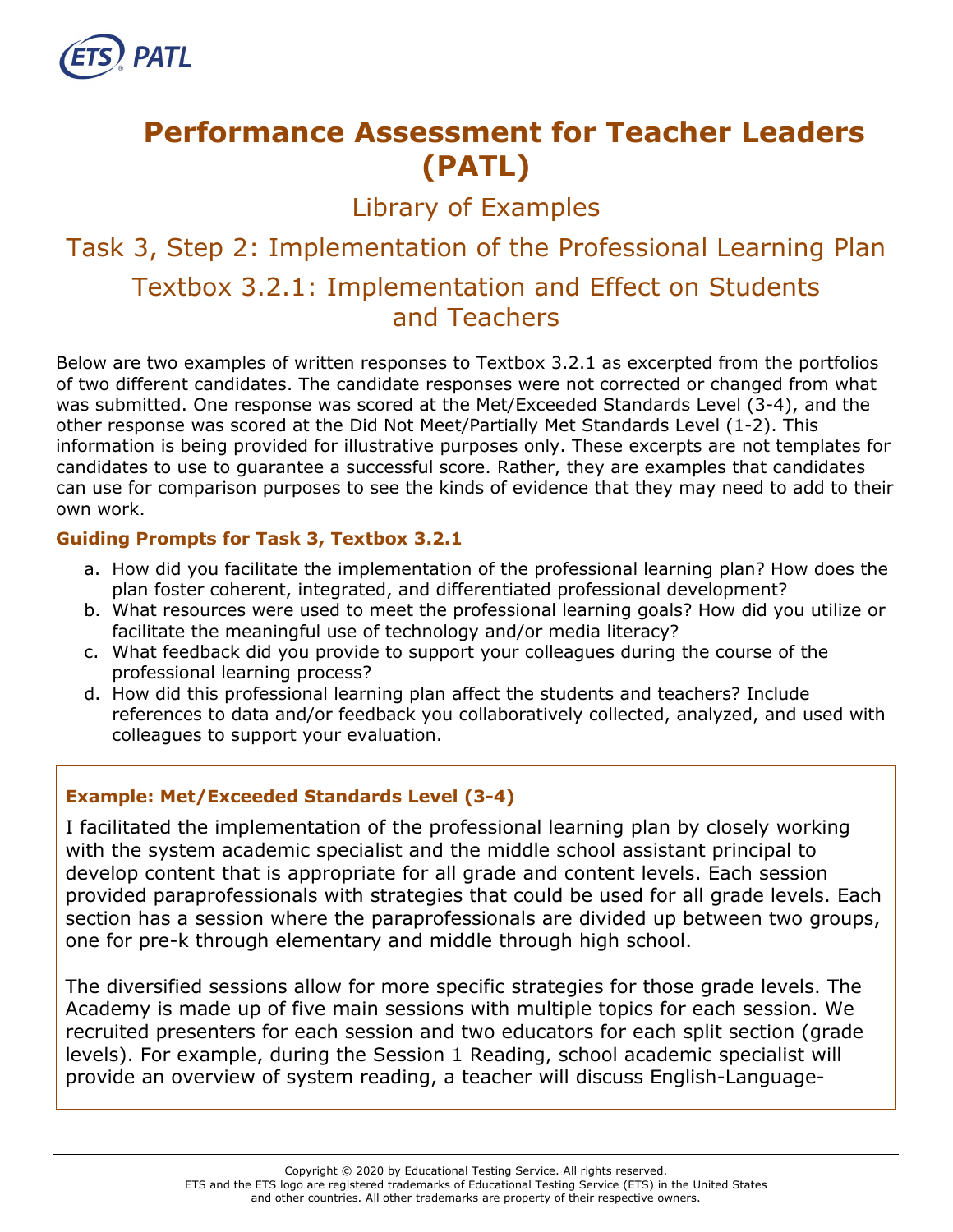# Performance Assessment for Teacher Leaders (PATL)

## Library of Examples

## Task 3, Step 2: Implementation of the Professional Learning Plan

## Textbox 3.2.1: Implementation and Effect on Students and Teachers

Below are two examples of written responses to Textbox 3.2.1 as excerpted from the portfolios of two different candidates. The candidate responses were not corrected or changed from what was submitted. One response was scored at the Met/Exceeded Standards Level (3-4), and the other response was scored at the Did Not Meet/Partially Met Standards Level (1-2). This information is being provided for illustrative purposes only. These excerpts are not templates for candidates to use to guarantee a successful score. Rather, they are examples that candidates can use for comparison purposes to see the kinds of evidence that they may need to add to their own work.

### Guiding Prompts for Task 3, Textbox 3.2.1

a. How did you facilitate the implementation of the professional learning plan? How does the plan foster coherent, integrated, and differentiated professional development?
b. What resources were used to meet the professional learning goals? How did you utilize or facilitate the meaningful use of technology and/or media literacy?
c. What feedback did you provide to support your colleagues during the course of the professional learning process?
d. How did this professional learning plan affect the students and teachers? Include references to data and/or feedback you collaboratively collected, analyzed, and used with colleagues to support your evaluation.

### Example: Met/Exceeded Standards Level (3-4)

I facilitated the implementation of the professional learning plan by closely working with the system academic specialist and the middle school assistant principal to develop content that is appropriate for all grade and content levels. Each session provided paraprofessionals with strategies that could be used for all grade levels. Each section has a session where the paraprofessionals are divided up between two groups, one for pre-k through elementary and middle through high school.

The diversified sessions allow for more specific strategies for those grade levels. The Academy is made up of five main sessions with multiple topics for each session. We recruited presenters for each session and two educators for each split section (grade levels). For example, during the Session 1 Reading, school academic specialist will provide an overview of system reading, a teacher will discuss English-Language-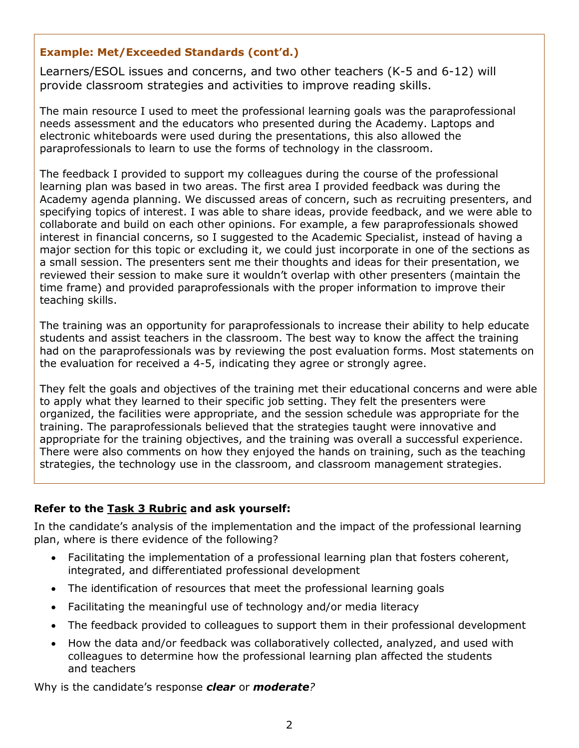**Example: Met/Exceeded Standards (cont'd.)**

Learners/ESOL issues and concerns, and two other teachers (K-5 and 6-12) will provide classroom strategies and activities to improve reading skills.

The main resource I used to meet the professional learning goals was the paraprofessional needs assessment and the educators who presented during the Academy. Laptops and electronic whiteboards were used during the presentations, this also allowed the paraprofessionals to learn to use the forms of technology in the classroom.

The feedback I provided to support my colleagues during the course of the professional learning plan was based in two areas. The first area I provided feedback was during the Academy agenda planning. We discussed areas of concern, such as recruiting presenters, and specifying topics of interest. I was able to share ideas, provide feedback, and we were able to collaborate and build on each other opinions. For example, a few paraprofessionals showed interest in financial concerns, so I suggested to the Academic Specialist, instead of having a major section for this topic or excluding it, we could just incorporate in one of the sections as a small session. The presenters sent me their thoughts and ideas for their presentation, we reviewed their session to make sure it wouldn't overlap with other presenters (maintain the time frame) and provided paraprofessionals with the proper information to improve their teaching skills.

The training was an opportunity for paraprofessionals to increase their ability to help educate students and assist teachers in the classroom. The best way to know the affect the training had on the paraprofessionals was by reviewing the post evaluation forms. Most statements on the evaluation for received a 4-5, indicating they agree or strongly agree.

They felt the goals and objectives of the training met their educational concerns and were able to apply what they learned to their specific job setting. They felt the presenters were organized, the facilities were appropriate, and the session schedule was appropriate for the training. The paraprofessionals believed that the strategies taught were innovative and appropriate for the training objectives, and the training was overall a successful experience. There were also comments on how they enjoyed the hands on training, such as the teaching strategies, the technology use in the classroom, and classroom management strategies.

**Refer to the Task 3 Rubric and ask yourself:**

In the candidate's analysis of the implementation and the impact of the professional learning plan, where is there evidence of the following?

- Facilitating the implementation of a professional learning plan that fosters coherent, integrated, and differentiated professional development
- The identification of resources that meet the professional learning goals
- Facilitating the meaningful use of technology and/or media literacy
- The feedback provided to colleagues to support them in their professional development
- How the data and/or feedback was collaboratively collected, analyzed, and used with colleagues to determine how the professional learning plan affected the students and teachers

Why is the candidate's response ***clear*** or ***moderate****?*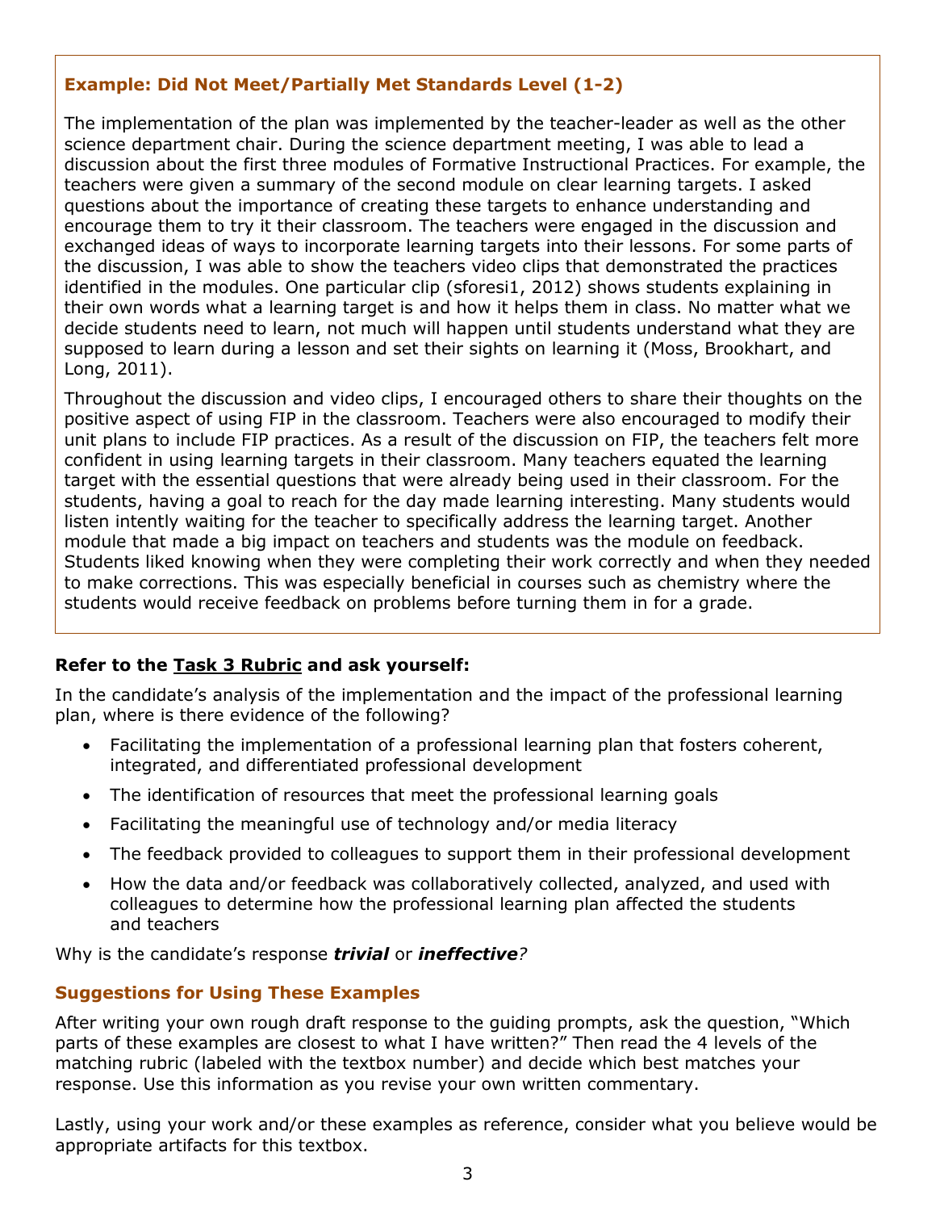**Example: Did Not Meet/Partially Met Standards Level (1-2)**

The implementation of the plan was implemented by the teacher-leader as well as the other science department chair. During the science department meeting, I was able to lead a discussion about the first three modules of Formative Instructional Practices. For example, the teachers were given a summary of the second module on clear learning targets. I asked questions about the importance of creating these targets to enhance understanding and encourage them to try it their classroom. The teachers were engaged in the discussion and exchanged ideas of ways to incorporate learning targets into their lessons. For some parts of the discussion, I was able to show the teachers video clips that demonstrated the practices identified in the modules. One particular clip (sforesi1, 2012) shows students explaining in their own words what a learning target is and how it helps them in class. No matter what we decide students need to learn, not much will happen until students understand what they are supposed to learn during a lesson and set their sights on learning it (Moss, Brookhart, and Long, 2011).

Throughout the discussion and video clips, I encouraged others to share their thoughts on the positive aspect of using FIP in the classroom. Teachers were also encouraged to modify their unit plans to include FIP practices. As a result of the discussion on FIP, the teachers felt more confident in using learning targets in their classroom. Many teachers equated the learning target with the essential questions that were already being used in their classroom. For the students, having a goal to reach for the day made learning interesting. Many students would listen intently waiting for the teacher to specifically address the learning target. Another module that made a big impact on teachers and students was the module on feedback. Students liked knowing when they were completing their work correctly and when they needed to make corrections. This was especially beneficial in courses such as chemistry where the students would receive feedback on problems before turning them in for a grade.

**Refer to the Task 3 Rubric and ask yourself:**

In the candidate's analysis of the implementation and the impact of the professional learning plan, where is there evidence of the following?

- Facilitating the implementation of a professional learning plan that fosters coherent, integrated, and differentiated professional development
- The identification of resources that meet the professional learning goals
- Facilitating the meaningful use of technology and/or media literacy
- The feedback provided to colleagues to support them in their professional development
- How the data and/or feedback was collaboratively collected, analyzed, and used with colleagues to determine how the professional learning plan affected the students and teachers

Why is the candidate's response ***trivial*** or ***ineffective****?*

### Suggestions for Using These Examples

After writing your own rough draft response to the guiding prompts, ask the question, "Which parts of these examples are closest to what I have written?" Then read the 4 levels of the matching rubric (labeled with the textbox number) and decide which best matches your response. Use this information as you revise your own written commentary.

Lastly, using your work and/or these examples as reference, consider what you believe would be appropriate artifacts for this textbox.